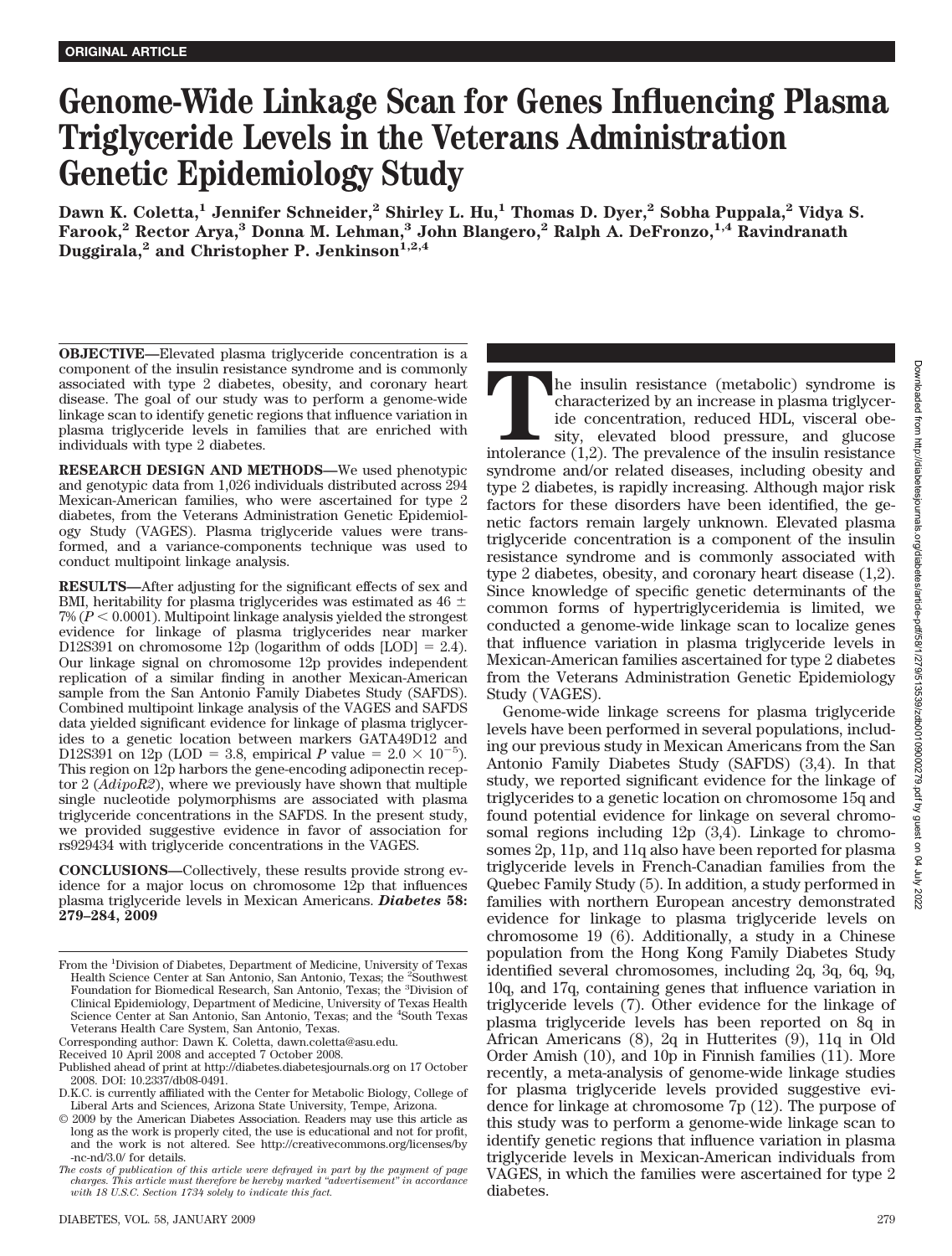ORIGINAL ARTICLE

# Genome-Wide Linkage Scan for Genes Influencing Plasma Triglyceride Levels in the Veterans Administration Genetic Epidemiology Study

**Dawn K. Coletta,[1] Jennifer Schneider,[2] Shirley L. Hu,[1] Thomas D. Dyer,[2] Sobha Puppala,[2] Vidya S. Farook,[2] Rector Arya,[3] Donna M. Lehman,[3] John Blangero,[2] Ralph A. DeFronzo,[1,4] Ravindranath Duggirala,[2] and Christopher P. Jenkinson[1,2,4]**

**OBJECTIVE**—Elevated plasma triglyceride concentration is a component of the insulin resistance syndrome and is commonly associated with type 2 diabetes, obesity, and coronary heart disease. The goal of our study was to perform a genome-wide linkage scan to identify genetic regions that influence variation in plasma triglyceride levels in families that are enriched with individuals with type 2 diabetes.

**RESEARCH DESIGN AND METHODS**—We used phenotypic and genotypic data from 1,026 individuals distributed across 294 Mexican-American families, who were ascertained for type 2 diabetes, from the Veterans Administration Genetic Epidemiology Study (VAGES). Plasma triglyceride values were transformed, and a variance-components technique was used to conduct multipoint linkage analysis.

**RESULTS**—After adjusting for the significant effects of sex and BMI, heritability for plasma triglycerides was estimated as 46 ± 7% ($P < 0.0001$). Multipoint linkage analysis yielded the strongest evidence for linkage of plasma triglycerides near marker D12S391 on chromosome 12p (logarithm of odds [LOD] = 2.4). Our linkage signal on chromosome 12p provides independent replication of a similar finding in another Mexican-American sample from the San Antonio Family Diabetes Study (SAFDS). Combined multipoint linkage analysis of the VAGES and SAFDS data yielded significant evidence for linkage of plasma triglycerides to a genetic location between markers GATA49D12 and D12S391 on 12p (LOD = 3.8, empirical $P$ value = $2.0 \times 10^{-5}$). This region on 12p harbors the gene-encoding adiponectin receptor 2 (*AdipoR2*), where we previously have shown that multiple single nucleotide polymorphisms are associated with plasma triglyceride concentrations in the SAFDS. In the present study, we provided suggestive evidence in favor of association for rs929434 with triglyceride concentrations in the VAGES.

**CONCLUSIONS**—Collectively, these results provide strong evidence for a major locus on chromosome 12p that influences plasma triglyceride levels in Mexican Americans. ***Diabetes* 58: 279–284, 2009**

From the [1]Division of Diabetes, Department of Medicine, University of Texas Health Science Center at San Antonio, San Antonio, Texas; the [2]Southwest Foundation for Biomedical Research, San Antonio, Texas; the [3]Division of Clinical Epidemiology, Department of Medicine, University of Texas Health Science Center at San Antonio, San Antonio, Texas; and the [4]South Texas Veterans Health Care System, San Antonio, Texas.

Corresponding author: Dawn K. Coletta, dawn.coletta@asu.edu.

Received 10 April 2008 and accepted 7 October 2008.

Published ahead of print at http://diabetes.diabetesjournals.org on 17 October 2008. DOI: 10.2337/db08-0491.

D.K.C. is currently affiliated with the Center for Metabolic Biology, College of Liberal Arts and Sciences, Arizona State University, Tempe, Arizona.

© 2009 by the American Diabetes Association. Readers may use this article as long as the work is properly cited, the use is educational and not for profit, and the work is not altered. See http://creativecommons.org/licenses/by-nc-nd/3.0/ for details.

*The costs of publication of this article were defrayed in part by the payment of page charges. This article must therefore be hereby marked "advertisement" in accordance with 18 U.S.C. Section 1734 solely to indicate this fact.*

The insulin resistance (metabolic) syndrome is characterized by an increase in plasma triglyceride concentration, reduced HDL, visceral obesity, elevated blood pressure, and glucose intolerance (1,2). The prevalence of the insulin resistance syndrome and/or related diseases, including obesity and type 2 diabetes, is rapidly increasing. Although major risk factors for these disorders have been identified, the genetic factors remain largely unknown. Elevated plasma triglyceride concentration is a component of the insulin resistance syndrome and is commonly associated with type 2 diabetes, obesity, and coronary heart disease (1,2). Since knowledge of specific genetic determinants of the common forms of hypertriglyceridemia is limited, we conducted a genome-wide linkage scan to localize genes that influence variation in plasma triglyceride levels in Mexican-American families ascertained for type 2 diabetes from the Veterans Administration Genetic Epidemiology Study (VAGES).

Genome-wide linkage screens for plasma triglyceride levels have been performed in several populations, including our previous study in Mexican Americans from the San Antonio Family Diabetes Study (SAFDS) (3,4). In that study, we reported significant evidence for the linkage of triglycerides to a genetic location on chromosome 15q and found potential evidence for linkage on several chromosomal regions including 12p (3,4). Linkage to chromosomes 2p, 11p, and 11q also have been reported for plasma triglyceride levels in French-Canadian families from the Quebec Family Study (5). In addition, a study performed in families with northern European ancestry demonstrated evidence for linkage to plasma triglyceride levels on chromosome 19 (6). Additionally, a study in a Chinese population from the Hong Kong Family Diabetes Study identified several chromosomes, including 2q, 3q, 6q, 9q, 10q, and 17q, containing genes that influence variation in triglyceride levels (7). Other evidence for the linkage of plasma triglyceride levels has been reported on 8q in African Americans (8), 2q in Hutterites (9), 11q in Old Order Amish (10), and 10p in Finnish families (11). More recently, a meta-analysis of genome-wide linkage studies for plasma triglyceride levels provided suggestive evidence for linkage at chromosome 7p (12). The purpose of this study was to perform a genome-wide linkage scan to identify genetic regions that influence variation in plasma triglyceride levels in Mexican-American individuals from VAGES, in which the families were ascertained for type 2 diabetes.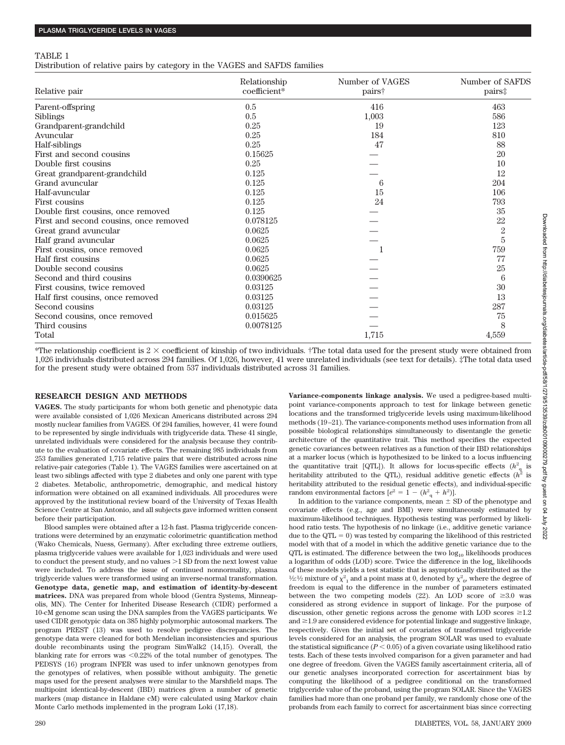TABLE 1
Distribution of relative pairs by category in the VAGES and SAFDS families

| Relative pair | Relationship coefficient* | Number of VAGES pairs† | Number of SAFDS pairs‡ |
|---|---|---|---|
| Parent-offspring | 0.5 | 416 | 463 |
| Siblings | 0.5 | 1,003 | 586 |
| Grandparent-grandchild | 0.25 | 19 | 123 |
| Avuncular | 0.25 | 184 | 810 |
| Half-siblings | 0.25 | 47 | 88 |
| First and second cousins | 0.15625 | — | 20 |
| Double first cousins | 0.25 | — | 10 |
| Great grandparent-grandchild | 0.125 | — | 12 |
| Grand avuncular | 0.125 | 6 | 204 |
| Half-avuncular | 0.125 | 15 | 106 |
| First cousins | 0.125 | 24 | 793 |
| Double first cousins, once removed | 0.125 | — | 35 |
| First and second cousins, once removed | 0.078125 | — | 22 |
| Great grand avuncular | 0.0625 | — | 2 |
| Half grand avuncular | 0.0625 | — | 5 |
| First cousins, once removed | 0.0625 | 1 | 759 |
| Half first cousins | 0.0625 | — | 77 |
| Double second cousins | 0.0625 | — | 25 |
| Second and third cousins | 0.0390625 | — | 6 |
| First cousins, twice removed | 0.03125 | — | 30 |
| Half first cousins, once removed | 0.03125 | — | 13 |
| Second cousins | 0.03125 | — | 287 |
| Second cousins, once removed | 0.015625 | — | 75 |
| Third cousins | 0.0078125 | — | 8 |
| Total | | 1,715 | 4,559 |

*The relationship coefficient is 2 × coefficient of kinship of two individuals. †The total data used for the present study were obtained from 1,026 individuals distributed across 294 families. Of 1,026, however, 41 were unrelated individuals (see text for details). ‡The total data used for the present study were obtained from 537 individuals distributed across 31 families.

## RESEARCH DESIGN AND METHODS

**VAGES.** The study participants for whom both genetic and phenotypic data were available consisted of 1,026 Mexican Americans distributed across 294 mostly nuclear families from VAGES. Of 294 families, however, 41 were found to be represented by single individuals with triglyceride data. These 41 single, unrelated individuals were considered for the analysis because they contribute to the evaluation of covariate effects. The remaining 985 individuals from 253 families generated 1,715 relative pairs that were distributed across nine relative-pair categories (Table 1). The VAGES families were ascertained on at least two siblings affected with type 2 diabetes and only one parent with type 2 diabetes. Metabolic, anthropometric, demographic, and medical history information were obtained on all examined individuals. All procedures were approved by the institutional review board of the University of Texas Health Science Centre at San Antonio, and all subjects gave informed written consent before their participation.

Blood samples were obtained after a 12-h fast. Plasma triglyceride concentrations were determined by an enzymatic colorimetric quantification method (Wako Chemicals, Nuess, Germany). After excluding three extreme outliers, plasma triglyceride values were available for 1,023 individuals and were used to conduct the present study, and no values >1 SD from the next lowest value were included. To address the issue of continued nonnormality, plasma triglyceride values were transformed using an inverse-normal transformation.

**Genotype data, genetic map, and estimation of identity-by-descent matrices.** DNA was prepared from whole blood (Gentra Systems, Minneapolis, MN). The Center for Inherited Disease Research (CIDR) performed a 10-cM genome scan using the DNA samples from the VAGES participants. We used CIDR genotypic data on 385 highly polymorphic autosomal markers. The program PREST (13) was used to resolve pedigree discrepancies. The genotype data were cleaned for both Mendelian inconsistencies and spurious double recombinants using the program SimWalk2 (14,15). Overall, the blanking rate for errors was <0.22% of the total number of genotypes. The PEDSYS (16) program INFER was used to infer unknown genotypes from the genotypes of relatives, when possible without ambiguity. The genetic maps used for the present analyses were similar to the Marshfield maps. The multipoint identical-by-descent (IBD) matrices given a number of genetic markers (map distance in Haldane cM) were calculated using Markov chain Monte Carlo methods implemented in the program Loki (17,18).

**Variance-components linkage analysis.** We used a pedigree-based multipoint variance-components approach to test for linkage between genetic locations and the transformed triglyceride levels using maximum-likelihood methods (19–21). The variance-components method uses information from all possible biological relationships simultaneously to disentangle the genetic architecture of the quantitative trait. This method specifies the expected genetic covariances between relatives as a function of their IBD relationships at a marker locus (which is hypothesized to be linked to a locus influencing the quantitative trait [QTL]). It allows for locus-specific effects ($h^2_q$ is heritability attributed to the QTL), residual additive genetic effects ($h^2$ is heritability attributed to the residual genetic effects), and individual-specific random environmental factors [$e^2 = 1 - (h^2_q + h^2)$].

In addition to the variance components, mean ± SD of the phenotype and covariate effects (e.g., age and BMI) were simultaneously estimated by maximum-likelihood techniques. Hypothesis testing was performed by likelihood ratio tests. The hypothesis of no linkage (i.e., additive genetic variance due to the QTL = 0) was tested by comparing the likelihood of this restricted model with that of a model in which the additive genetic variance due to the QTL is estimated. The difference between the two $\log_{10}$ likelihoods produces a logarithm of odds (LOD) score. Twice the difference in the $\log_e$ likelihoods of these models yields a test statistic that is asymptotically distributed as the ½:½ mixture of $\chi^2_1$ and a point mass at 0, denoted by $\chi^2_0$, where the degree of freedom is equal to the difference in the number of parameters estimated between the two competing models (22). An LOD score of ≥3.0 was considered as strong evidence in support of linkage. For the purpose of discussion, other genetic regions across the genome with LOD scores ≥1.2 and ≥1.9 are considered evidence for potential linkage and suggestive linkage, respectively. Given the initial set of covariates of transformed triglyceride levels considered for an analysis, the program SOLAR was used to evaluate the statistical significance ($P < 0.05$) of a given covariate using likelihood ratio tests. Each of these tests involved comparison for a given parameter and had one degree of freedom. Given the VAGES family ascertainment criteria, all of our genetic analyses incorporated correction for ascertainment bias by computing the likelihood of a pedigree conditional on the transformed triglyceride value of the proband, using the program SOLAR. Since the VAGES families had more than one proband per family, we randomly chose one of the probands from each family to correct for ascertainment bias since correcting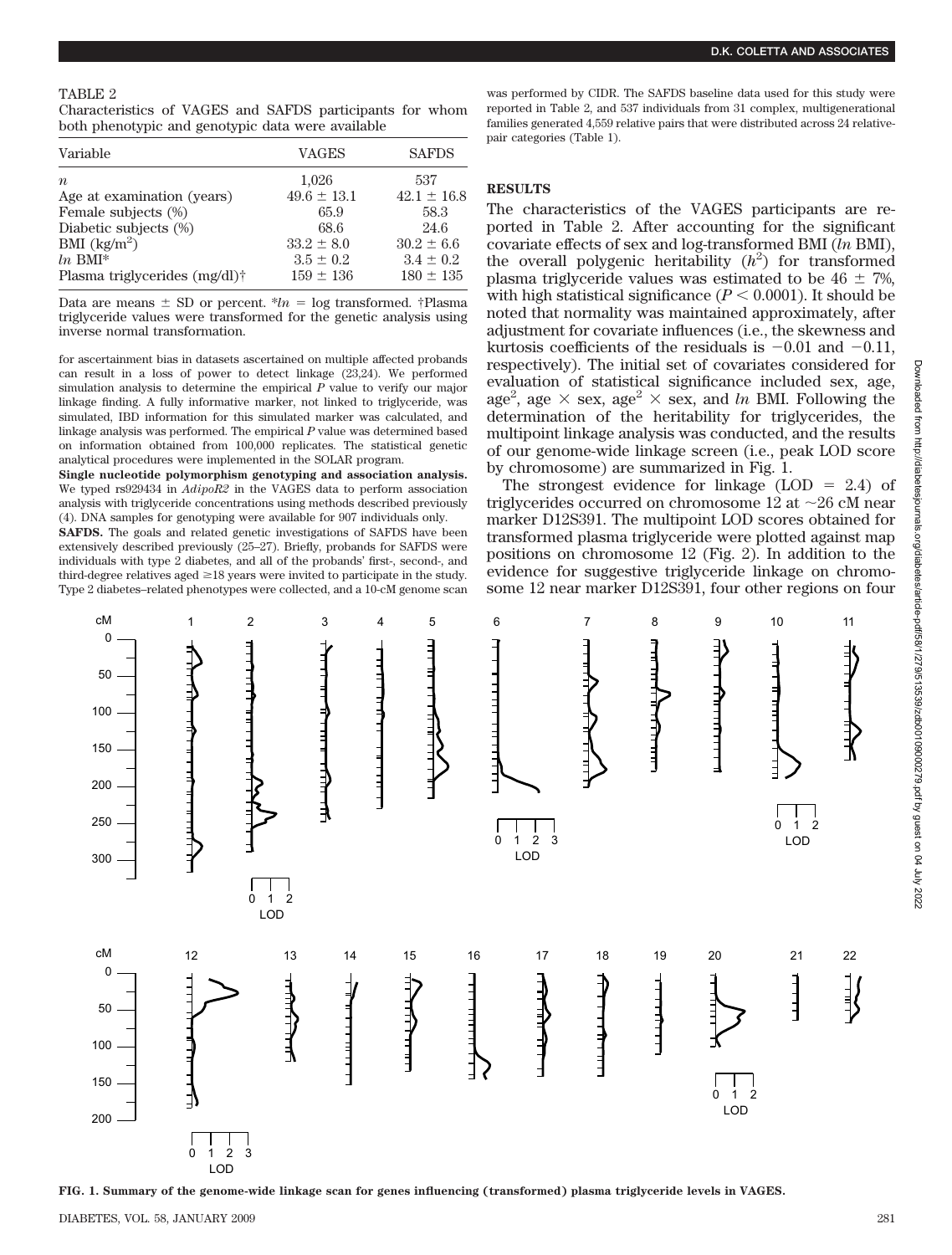TABLE 2

Characteristics of VAGES and SAFDS participants for whom both phenotypic and genotypic data were available

| Variable | VAGES | SAFDS |
|---|---|---|
| $n$ | 1,026 | 537 |
| Age at examination (years) | $49.6 \pm 13.1$ | $42.1 \pm 16.8$ |
| Female subjects (%) | 65.9 | 58.3 |
| Diabetic subjects (%) | 68.6 | 24.6 |
| BMI (kg/m$^2$) | $33.2 \pm 8.0$ | $30.2 \pm 6.6$ |
| $ln$ BMI* | $3.5 \pm 0.2$ | $3.4 \pm 0.2$ |
| Plasma triglycerides (mg/dl)† | $159 \pm 136$ | $180 \pm 135$ |

Data are means ± SD or percent. *$ln$ = log transformed. †Plasma triglyceride values were transformed for the genetic analysis using inverse normal transformation.

for ascertainment bias in datasets ascertained on multiple affected probands can result in a loss of power to detect linkage (23,24). We performed simulation analysis to determine the empirical $P$ value to verify our major linkage finding. A fully informative marker, not linked to triglyceride, was simulated, IBD information for this simulated marker was calculated, and linkage analysis was performed. The empirical $P$ value was determined based on information obtained from 100,000 replicates. The statistical genetic analytical procedures were implemented in the SOLAR program.

**Single nucleotide polymorphism genotyping and association analysis.** We typed rs929434 in *AdipoR2* in the VAGES data to perform association analysis with triglyceride concentrations using methods described previously (4). DNA samples for genotyping were available for 907 individuals only.

**SAFDS.** The goals and related genetic investigations of SAFDS have been extensively described previously (25–27). Briefly, probands for SAFDS were individuals with type 2 diabetes, and all of the probands' first-, second-, and third-degree relatives aged ≥18 years were invited to participate in the study. Type 2 diabetes–related phenotypes were collected, and a 10-cM genome scan was performed by CIDR. The SAFDS baseline data used for this study were reported in Table 2, and 537 individuals from 31 complex, multigenerational families generated 4,559 relative pairs that were distributed across 24 relative-pair categories (Table 1).

## RESULTS

The characteristics of the VAGES participants are reported in Table 2. After accounting for the significant covariate effects of sex and log-transformed BMI ($ln$ BMI), the overall polygenic heritability ($h^2$) for transformed plasma triglyceride values was estimated to be $46 \pm 7\%$, with high statistical significance ($P < 0.0001$). It should be noted that normality was maintained approximately, after adjustment for covariate influences (i.e., the skewness and kurtosis coefficients of the residuals is −0.01 and −0.11, respectively). The initial set of covariates considered for evaluation of statistical significance included sex, age, age$^2$, age × sex, age$^2$ × sex, and $ln$ BMI. Following the determination of the heritability for triglycerides, the multipoint linkage analysis was conducted, and the results of our genome-wide linkage screen (i.e., peak LOD score by chromosome) are summarized in Fig. 1.

The strongest evidence for linkage (LOD = 2.4) of triglycerides occurred on chromosome 12 at ~26 cM near marker D12S391. The multipoint LOD scores obtained for transformed plasma triglyceride were plotted against map positions on chromosome 12 (Fig. 2). In addition to the evidence for suggestive triglyceride linkage on chromosome 12 near marker D12S391, four other regions on four

**FIG. 1. Summary of the genome-wide linkage scan for genes influencing (transformed) plasma triglyceride levels in VAGES.**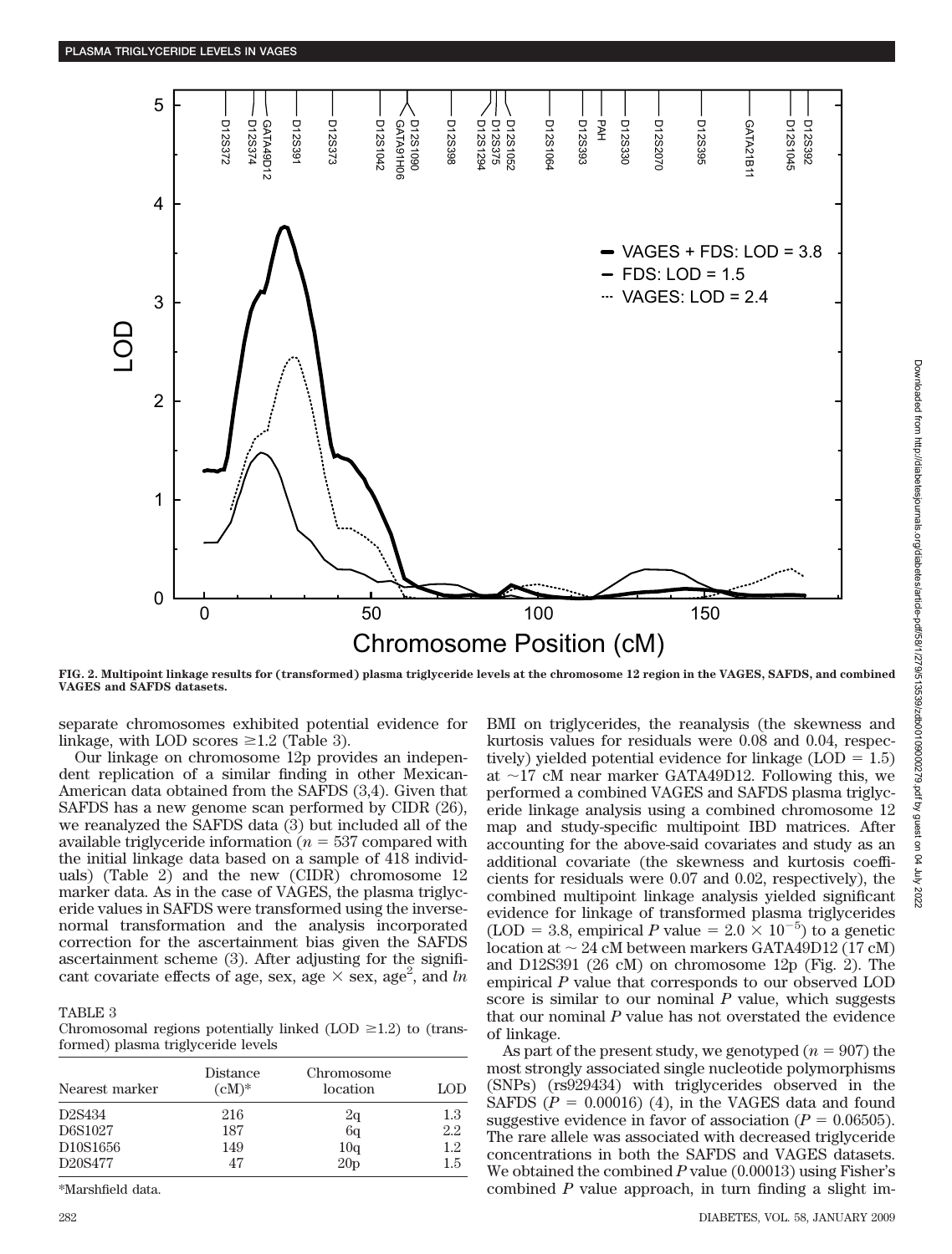FIG. 2. Multipoint linkage results for (transformed) plasma triglyceride levels at the chromosome 12 region in the VAGES, SAFDS, and combined VAGES and SAFDS datasets.

separate chromosomes exhibited potential evidence for linkage, with LOD scores ≥1.2 (Table 3).

Our linkage on chromosome 12p provides an independent replication of a similar finding in other Mexican-American data obtained from the SAFDS (3,4). Given that SAFDS has a new genome scan performed by CIDR (26), we reanalyzed the SAFDS data (3) but included all of the available triglyceride information ($n = 537$ compared with the initial linkage data based on a sample of 418 individuals) (Table 2) and the new (CIDR) chromosome 12 marker data. As in the case of VAGES, the plasma triglyceride values in SAFDS were transformed using the inverse-normal transformation and the analysis incorporated correction for the ascertainment bias given the SAFDS ascertainment scheme (3). After adjusting for the significant covariate effects of age, sex, age × sex, age$^2$, and *ln* BMI on triglycerides, the reanalysis (the skewness and kurtosis values for residuals were 0.08 and 0.04, respectively) yielded potential evidence for linkage (LOD = 1.5) at ~17 cM near marker GATA49D12. Following this, we performed a combined VAGES and SAFDS plasma triglyceride linkage analysis using a combined chromosome 12 map and study-specific multipoint IBD matrices. After accounting for the above-said covariates and study as an additional covariate (the skewness and kurtosis coefficients for residuals were 0.07 and 0.02, respectively), the combined multipoint linkage analysis yielded significant evidence for linkage of transformed plasma triglycerides (LOD = 3.8, empirical *P* value = $2.0 \times 10^{-5}$) to a genetic location at ~ 24 cM between markers GATA49D12 (17 cM) and D12S391 (26 cM) on chromosome 12p (Fig. 2). The empirical *P* value that corresponds to our observed LOD score is similar to our nominal *P* value, which suggests that our nominal *P* value has not overstated the evidence of linkage.

As part of the present study, we genotyped ($n = 907$) the most strongly associated single nucleotide polymorphisms (SNPs) (rs929434) with triglycerides observed in the SAFDS ($P = 0.00016$) (4), in the VAGES data and found suggestive evidence in favor of association ($P = 0.06505$). The rare allele was associated with decreased triglyceride concentrations in both the SAFDS and VAGES datasets. We obtained the combined *P* value (0.00013) using Fisher's combined *P* value approach, in turn finding a slight im-

TABLE 3
Chromosomal regions potentially linked (LOD ≥1.2) to (transformed) plasma triglyceride levels

| Nearest marker | Distance (cM)* | Chromosome location | LOD |
|---|---|---|---|
| D2S434 | 216 | 2q | 1.3 |
| D6S1027 | 187 | 6q | 2.2 |
| D10S1656 | 149 | 10q | 1.2 |
| D20S477 | 47 | 20p | 1.5 |

*Marshfield data.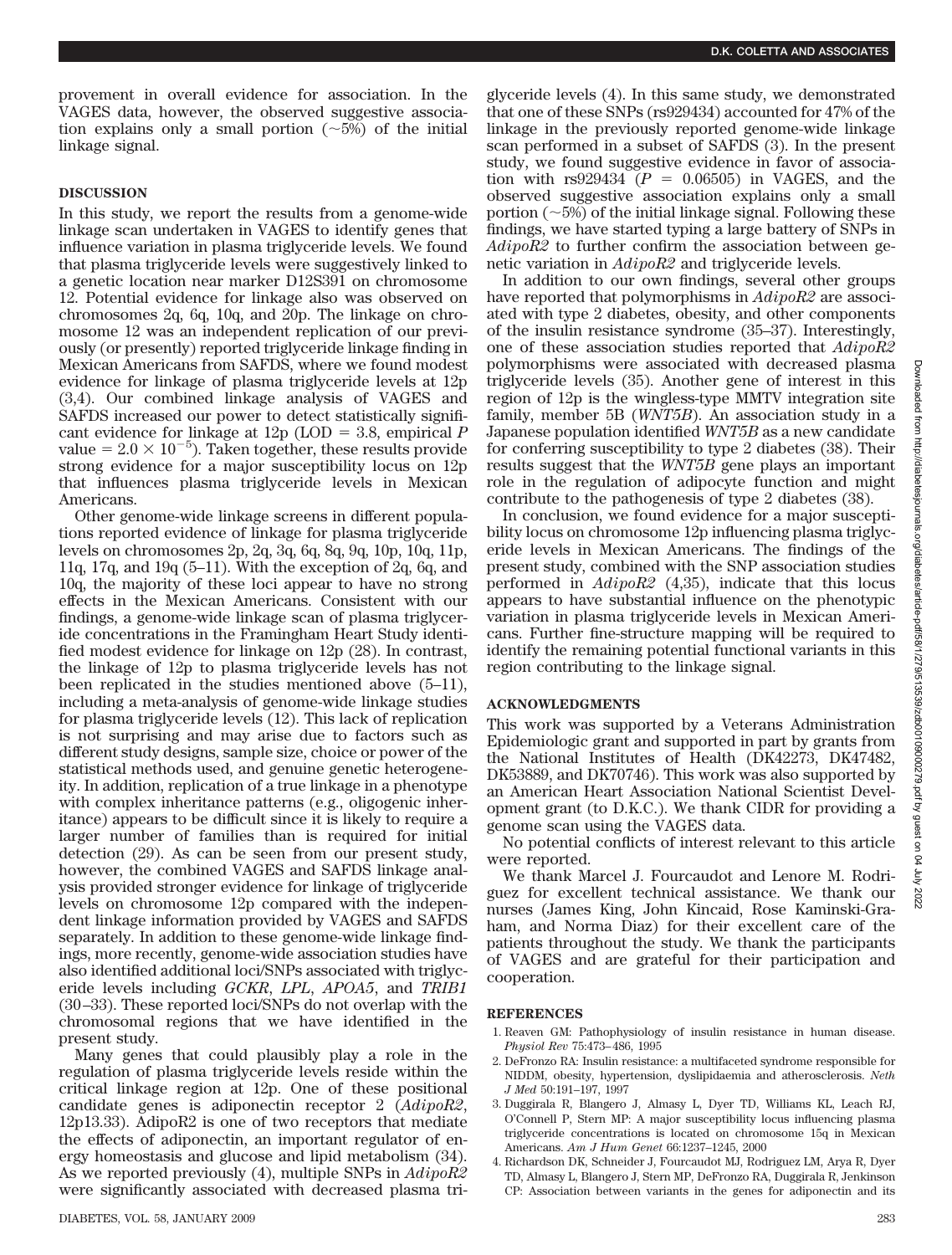provement in overall evidence for association. In the VAGES data, however, the observed suggestive association explains only a small portion (~5%) of the initial linkage signal.

## DISCUSSION

In this study, we report the results from a genome-wide linkage scan undertaken in VAGES to identify genes that influence variation in plasma triglyceride levels. We found that plasma triglyceride levels were suggestively linked to a genetic location near marker D12S391 on chromosome 12. Potential evidence for linkage also was observed on chromosomes 2q, 6q, 10q, and 20p. The linkage on chromosome 12 was an independent replication of our previously (or presently) reported triglyceride linkage finding in Mexican Americans from SAFDS, where we found modest evidence for linkage of plasma triglyceride levels at 12p (3,4). Our combined linkage analysis of VAGES and SAFDS increased our power to detect statistically significant evidence for linkage at 12p (LOD = 3.8, empirical $P$ value = $2.0 \times 10^{-5}$). Taken together, these results provide strong evidence for a major susceptibility locus on 12p that influences plasma triglyceride levels in Mexican Americans.

Other genome-wide linkage screens in different populations reported evidence of linkage for plasma triglyceride levels on chromosomes 2p, 2q, 3q, 6q, 8q, 9q, 10p, 10q, 11p, 11q, 17q, and 19q (5–11). With the exception of 2q, 6q, and 10q, the majority of these loci appear to have no strong effects in the Mexican Americans. Consistent with our findings, a genome-wide linkage scan of plasma triglyceride concentrations in the Framingham Heart Study identified modest evidence for linkage on 12p (28). In contrast, the linkage of 12p to plasma triglyceride levels has not been replicated in the studies mentioned above (5–11), including a meta-analysis of genome-wide linkage studies for plasma triglyceride levels (12). This lack of replication is not surprising and may arise due to factors such as different study designs, sample size, choice or power of the statistical methods used, and genuine genetic heterogeneity. In addition, replication of a true linkage in a phenotype with complex inheritance patterns (e.g., oligogenic inheritance) appears to be difficult since it is likely to require a larger number of families than is required for initial detection (29). As can be seen from our present study, however, the combined VAGES and SAFDS linkage analysis provided stronger evidence for linkage of triglyceride levels on chromosome 12p compared with the independent linkage information provided by VAGES and SAFDS separately. In addition to these genome-wide linkage findings, more recently, genome-wide association studies have also identified additional loci/SNPs associated with triglyceride levels including *GCKR*, *LPL*, *APOA5*, and *TRIB1* (30–33). These reported loci/SNPs do not overlap with the chromosomal regions that we have identified in the present study.

Many genes that could plausibly play a role in the regulation of plasma triglyceride levels reside within the critical linkage region at 12p. One of these positional candidate genes is adiponectin receptor 2 (*AdipoR2*, 12p13.33). AdipoR2 is one of two receptors that mediate the effects of adiponectin, an important regulator of energy homeostasis and glucose and lipid metabolism (34). As we reported previously (4), multiple SNPs in *AdipoR2* were significantly associated with decreased plasma triglyceride levels (4). In this same study, we demonstrated that one of these SNPs (rs929434) accounted for 47% of the linkage in the previously reported genome-wide linkage scan performed in a subset of SAFDS (3). In the present study, we found suggestive evidence in favor of association with rs929434 ($P$ = 0.06505) in VAGES, and the observed suggestive association explains only a small portion (~5%) of the initial linkage signal. Following these findings, we have started typing a large battery of SNPs in *AdipoR2* to further confirm the association between genetic variation in *AdipoR2* and triglyceride levels.

In addition to our own findings, several other groups have reported that polymorphisms in *AdipoR2* are associated with type 2 diabetes, obesity, and other components of the insulin resistance syndrome (35–37). Interestingly, one of these association studies reported that *AdipoR2* polymorphisms were associated with decreased plasma triglyceride levels (35). Another gene of interest in this region of 12p is the wingless-type MMTV integration site family, member 5B (*WNT5B*). An association study in a Japanese population identified *WNT5B* as a new candidate for conferring susceptibility to type 2 diabetes (38). Their results suggest that the *WNT5B* gene plays an important role in the regulation of adipocyte function and might contribute to the pathogenesis of type 2 diabetes (38).

In conclusion, we found evidence for a major susceptibility locus on chromosome 12p influencing plasma triglyceride levels in Mexican Americans. The findings of the present study, combined with the SNP association studies performed in *AdipoR2* (4,35), indicate that this locus appears to have substantial influence on the phenotypic variation in plasma triglyceride levels in Mexican Americans. Further fine-structure mapping will be required to identify the remaining potential functional variants in this region contributing to the linkage signal.

## ACKNOWLEDGMENTS

This work was supported by a Veterans Administration Epidemiologic grant and supported in part by grants from the National Institutes of Health (DK42273, DK47482, DK53889, and DK70746). This work was also supported by an American Heart Association National Scientist Development grant (to D.K.C.). We thank CIDR for providing a genome scan using the VAGES data.

No potential conflicts of interest relevant to this article were reported.

We thank Marcel J. Fourcaudot and Lenore M. Rodriguez for excellent technical assistance. We thank our nurses (James King, John Kincaid, Rose Kaminski-Graham, and Norma Diaz) for their excellent care of the patients throughout the study. We thank the participants of VAGES and are grateful for their participation and cooperation.

## REFERENCES

1. Reaven GM: Pathophysiology of insulin resistance in human disease. *Physiol Rev* 75:473–486, 1995
2. DeFronzo RA: Insulin resistance: a multifaceted syndrome responsible for NIDDM, obesity, hypertension, dyslipidaemia and atherosclerosis. *Neth J Med* 50:191–197, 1997
3. Duggirala R, Blangero J, Almasy L, Dyer TD, Williams KL, Leach RJ, O'Connell P, Stern MP: A major susceptibility locus influencing plasma triglyceride concentrations is located on chromosome 15q in Mexican Americans. *Am J Hum Genet* 66:1237–1245, 2000
4. Richardson DK, Schneider J, Fourcaudot MJ, Rodriguez LM, Arya R, Dyer TD, Almasy L, Blangero J, Stern MP, DeFronzo RA, Duggirala R, Jenkinson CP: Association between variants in the genes for adiponectin and its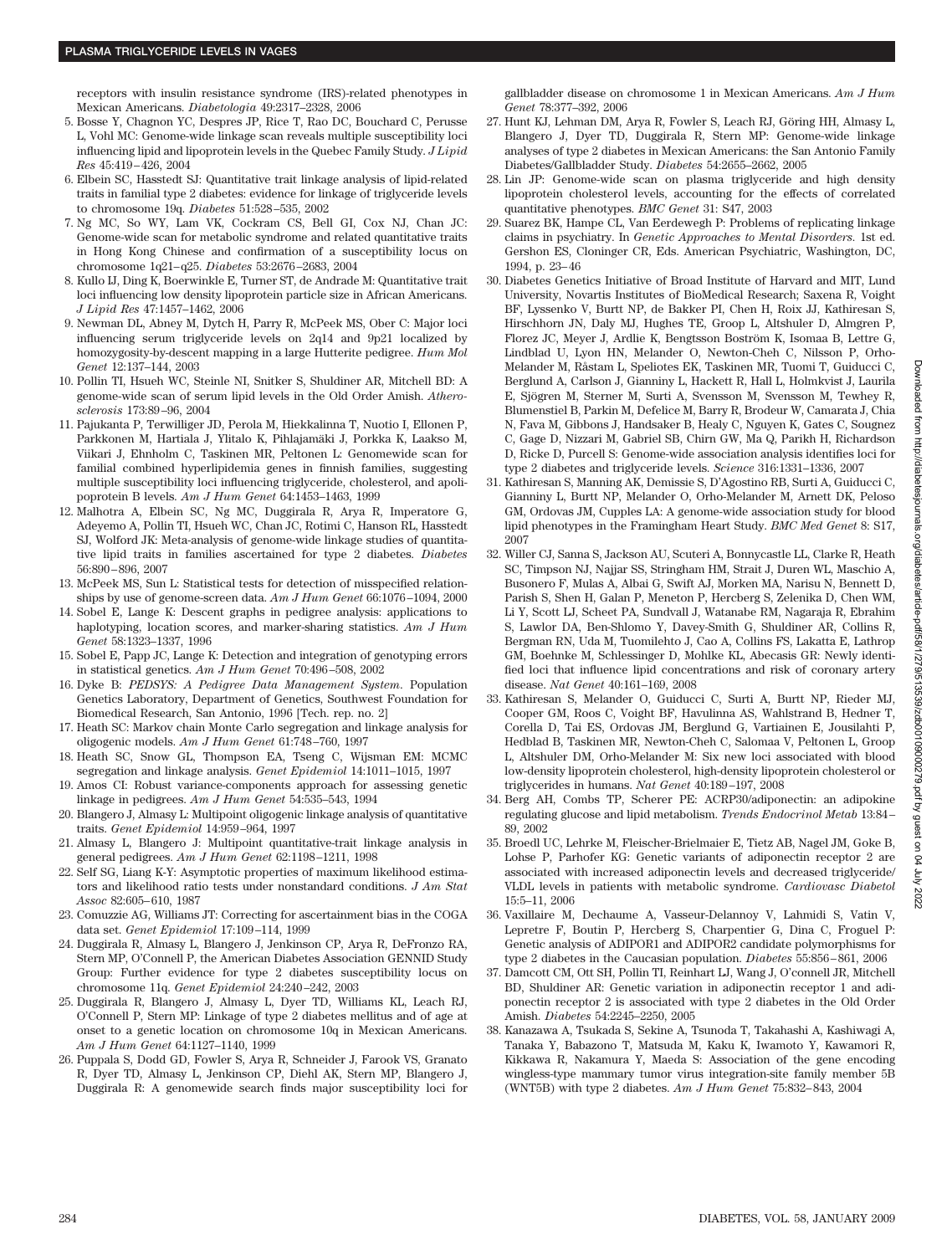receptors with insulin resistance syndrome (IRS)-related phenotypes in Mexican Americans. *Diabetologia* 49:2317–2328, 2006

5. Bosse Y, Chagnon YC, Despres JP, Rice T, Rao DC, Bouchard C, Perusse L, Vohl MC: Genome-wide linkage scan reveals multiple susceptibility loci influencing lipid and lipoprotein levels in the Quebec Family Study. *J Lipid Res* 45:419–426, 2004
6. Elbein SC, Hasstedt SJ: Quantitative trait linkage analysis of lipid-related traits in familial type 2 diabetes: evidence for linkage of triglyceride levels to chromosome 19q. *Diabetes* 51:528–535, 2002
7. Ng MC, So WY, Lam VK, Cockram CS, Bell GI, Cox NJ, Chan JC: Genome-wide scan for metabolic syndrome and related quantitative traits in Hong Kong Chinese and confirmation of a susceptibility locus on chromosome 1q21–q25. *Diabetes* 53:2676–2683, 2004
8. Kullo IJ, Ding K, Boerwinkle E, Turner ST, de Andrade M: Quantitative trait loci influencing low density lipoprotein particle size in African Americans. *J Lipid Res* 47:1457–1462, 2006
9. Newman DL, Abney M, Dytch H, Parry R, McPeek MS, Ober C: Major loci influencing serum triglyceride levels on 2q14 and 9p21 localized by homozygosity-by-descent mapping in a large Hutterite pedigree. *Hum Mol Genet* 12:137–144, 2003
10. Pollin TI, Hsueh WC, Steinle NI, Snitker S, Shuldiner AR, Mitchell BD: A genome-wide scan of serum lipid levels in the Old Order Amish. *Atherosclerosis* 173:89–96, 2004
11. Pajukanta P, Terwilliger JD, Perola M, Hiekkalinna T, Nuotio I, Ellonen P, Parkkonen M, Hartiala J, Ylitalo K, Pihlajamäki J, Porkka K, Laakso M, Viikari J, Ehnholm C, Taskinen MR, Peltonen L: Genomewide scan for familial combined hyperlipidemia genes in finnish families, suggesting multiple susceptibility loci influencing triglyceride, cholesterol, and apolipoprotein B levels. *Am J Hum Genet* 64:1453–1463, 1999
12. Malhotra A, Elbein SC, Ng MC, Duggirala R, Arya R, Imperatore G, Adeyemo A, Pollin TI, Hsueh WC, Chan JC, Rotimi C, Hanson RL, Hasstedt SJ, Wolford JK: Meta-analysis of genome-wide linkage studies of quantitative lipid traits in families ascertained for type 2 diabetes. *Diabetes* 56:890–896, 2007
13. McPeek MS, Sun L: Statistical tests for detection of misspecified relationships by use of genome-screen data. *Am J Hum Genet* 66:1076–1094, 2000
14. Sobel E, Lange K: Descent graphs in pedigree analysis: applications to haplotyping, location scores, and marker-sharing statistics. *Am J Hum Genet* 58:1323–1337, 1996
15. Sobel E, Papp JC, Lange K: Detection and integration of genotyping errors in statistical genetics. *Am J Hum Genet* 70:496–508, 2002
16. Dyke B: *PEDSYS: A Pedigree Data Management System*. Population Genetics Laboratory, Department of Genetics, Southwest Foundation for Biomedical Research, San Antonio, 1996 [Tech. rep. no. 2]
17. Heath SC: Markov chain Monte Carlo segregation and linkage analysis for oligogenic models. *Am J Hum Genet* 61:748–760, 1997
18. Heath SC, Snow GL, Thompson EA, Tseng C, Wijsman EM: MCMC segregation and linkage analysis. *Genet Epidemiol* 14:1011–1015, 1997
19. Amos CI: Robust variance-components approach for assessing genetic linkage in pedigrees. *Am J Hum Genet* 54:535–543, 1994
20. Blangero J, Almasy L: Multipoint oligogenic linkage analysis of quantitative traits. *Genet Epidemiol* 14:959–964, 1997
21. Almasy L, Blangero J: Multipoint quantitative-trait linkage analysis in general pedigrees. *Am J Hum Genet* 62:1198–1211, 1998
22. Self SG, Liang K-Y: Asymptotic properties of maximum likelihood estimators and likelihood ratio tests under nonstandard conditions. *J Am Stat Assoc* 82:605–610, 1987
23. Comuzzie AG, Williams JT: Correcting for ascertainment bias in the COGA data set. *Genet Epidemiol* 17:109–114, 1999
24. Duggirala R, Almasy L, Blangero J, Jenkinson CP, Arya R, DeFronzo RA, Stern MP, O'Connell P, the American Diabetes Association GENNID Study Group: Further evidence for type 2 diabetes susceptibility locus on chromosome 11q. *Genet Epidemiol* 24:240–242, 2003
25. Duggirala R, Blangero J, Almasy L, Dyer TD, Williams KL, Leach RJ, O'Connell P, Stern MP: Linkage of type 2 diabetes mellitus and of age at onset to a genetic location on chromosome 10q in Mexican Americans. *Am J Hum Genet* 64:1127–1140, 1999
26. Puppala S, Dodd GD, Fowler S, Arya R, Schneider J, Farook VS, Granato R, Dyer TD, Almasy L, Jenkinson CP, Diehl AK, Stern MP, Blangero J, Duggirala R: A genomewide search finds major susceptibility loci for gallbladder disease on chromosome 1 in Mexican Americans. *Am J Hum Genet* 78:377–392, 2006
27. Hunt KJ, Lehman DM, Arya R, Fowler S, Leach RJ, Göring HH, Almasy L, Blangero J, Dyer TD, Duggirala R, Stern MP: Genome-wide linkage analyses of type 2 diabetes in Mexican Americans: the San Antonio Family Diabetes/Gallbladder Study. *Diabetes* 54:2655–2662, 2005
28. Lin JP: Genome-wide scan on plasma triglyceride and high density lipoprotein cholesterol levels, accounting for the effects of correlated quantitative phenotypes. *BMC Genet* 31: S47, 2003
29. Suarez BK, Hampe CL, Van Eerdewegh P: Problems of replicating linkage claims in psychiatry. In *Genetic Approaches to Mental Disorders*. 1st ed. Gershon ES, Cloninger CR, Eds. American Psychiatric, Washington, DC, 1994, p. 23–46
30. Diabetes Genetics Initiative of Broad Institute of Harvard and MIT, Lund University, Novartis Institutes of BioMedical Research; Saxena R, Voight BF, Lyssenko V, Burtt NP, de Bakker PI, Chen H, Roix JJ, Kathiresan S, Hirschhorn JN, Daly MJ, Hughes TE, Groop L, Altshuler D, Almgren P, Florez JC, Meyer J, Ardlie K, Bengtsson Boström K, Isomaa B, Lettre G, Lindblad U, Lyon HN, Melander O, Newton-Cheh C, Nilsson P, Orho-Melander M, Råstam L, Speliotes EK, Taskinen MR, Tuomi T, Guiducci C, Berglund A, Carlson J, Gianniny L, Hackett R, Hall L, Holmkvist J, Laurila E, Sjögren M, Sterner M, Surti A, Svensson M, Svensson M, Tewhey R, Blumenstiel B, Parkin M, Defelice M, Barry R, Brodeur W, Camarata J, Chia N, Fava M, Gibbons J, Handsaker B, Healy C, Nguyen K, Gates C, Sougnez C, Gage D, Nizzari M, Gabriel SB, Chirn GW, Ma Q, Parikh H, Richardson D, Ricke D, Purcell S: Genome-wide association analysis identifies loci for type 2 diabetes and triglyceride levels. *Science* 316:1331–1336, 2007
31. Kathiresan S, Manning AK, Demissie S, D'Agostino RB, Surti A, Guiducci C, Gianniny L, Burtt NP, Melander O, Orho-Melander M, Arnett DK, Peloso GM, Ordovas JM, Cupples LA: A genome-wide association study for blood lipid phenotypes in the Framingham Heart Study. *BMC Med Genet* 8: S17, 2007
32. Willer CJ, Sanna S, Jackson AU, Scuteri A, Bonnycastle LL, Clarke R, Heath SC, Timpson NJ, Najjar SS, Stringham HM, Strait J, Duren WL, Maschio A, Busonero F, Mulas A, Albai G, Swift AJ, Morken MA, Narisu N, Bennett D, Parish S, Shen H, Galan P, Meneton P, Hercberg S, Zelenika D, Chen WM, Li Y, Scott LJ, Scheet PA, Sundvall J, Watanabe RM, Nagaraja R, Ebrahim S, Lawlor DA, Ben-Shlomo Y, Davey-Smith G, Shuldiner AR, Collins R, Bergman RN, Uda M, Tuomilehto J, Cao A, Collins FS, Lakatta E, Lathrop GM, Boehnke M, Schlessinger D, Mohlke KL, Abecasis GR: Newly identified loci that influence lipid concentrations and risk of coronary artery disease. *Nat Genet* 40:161–169, 2008
33. Kathiresan S, Melander O, Guiducci C, Surti A, Burtt NP, Rieder MJ, Cooper GM, Roos C, Voight BF, Havulinna AS, Wahlstrand B, Hedner T, Corella D, Tai ES, Ordovas JM, Berglund G, Vartiainen E, Jousilahti P, Hedblad B, Taskinen MR, Newton-Cheh C, Salomaa V, Peltonen L, Groop L, Altshuler DM, Orho-Melander M: Six new loci associated with blood low-density lipoprotein cholesterol, high-density lipoprotein cholesterol or triglycerides in humans. *Nat Genet* 40:189–197, 2008
34. Berg AH, Combs TP, Scherer PE: ACRP30/adiponectin: an adipokine regulating glucose and lipid metabolism. *Trends Endocrinol Metab* 13:84–89, 2002
35. Broedl UC, Lehrke M, Fleischer-Brielmaier E, Tietz AB, Nagel JM, Goke B, Lohse P, Parhofer KG: Genetic variants of adiponectin receptor 2 are associated with increased adiponectin levels and decreased triglyceride/VLDL levels in patients with metabolic syndrome. *Cardiovasc Diabetol* 15:5–11, 2006
36. Vaxillaire M, Dechaume A, Vasseur-Delannoy V, Lahmidi S, Vatin V, Lepretre F, Boutin P, Hercberg S, Charpentier G, Dina C, Froguel P: Genetic analysis of ADIPOR1 and ADIPOR2 candidate polymorphisms for type 2 diabetes in the Caucasian population. *Diabetes* 55:856–861, 2006
37. Damcott CM, Ott SH, Pollin TI, Reinhart LJ, Wang J, O'connell JR, Mitchell BD, Shuldiner AR: Genetic variation in adiponectin receptor 1 and adiponectin receptor 2 is associated with type 2 diabetes in the Old Order Amish. *Diabetes* 54:2245–2250, 2005
38. Kanazawa A, Tsukada S, Sekine A, Tsunoda T, Takahashi A, Kashiwagi A, Tanaka Y, Babazono T, Matsuda M, Kaku K, Iwamoto Y, Kawamori R, Kikkawa R, Nakamura Y, Maeda S: Association of the gene encoding wingless-type mammary tumor virus integration-site family member 5B (WNT5B) with type 2 diabetes. *Am J Hum Genet* 75:832–843, 2004